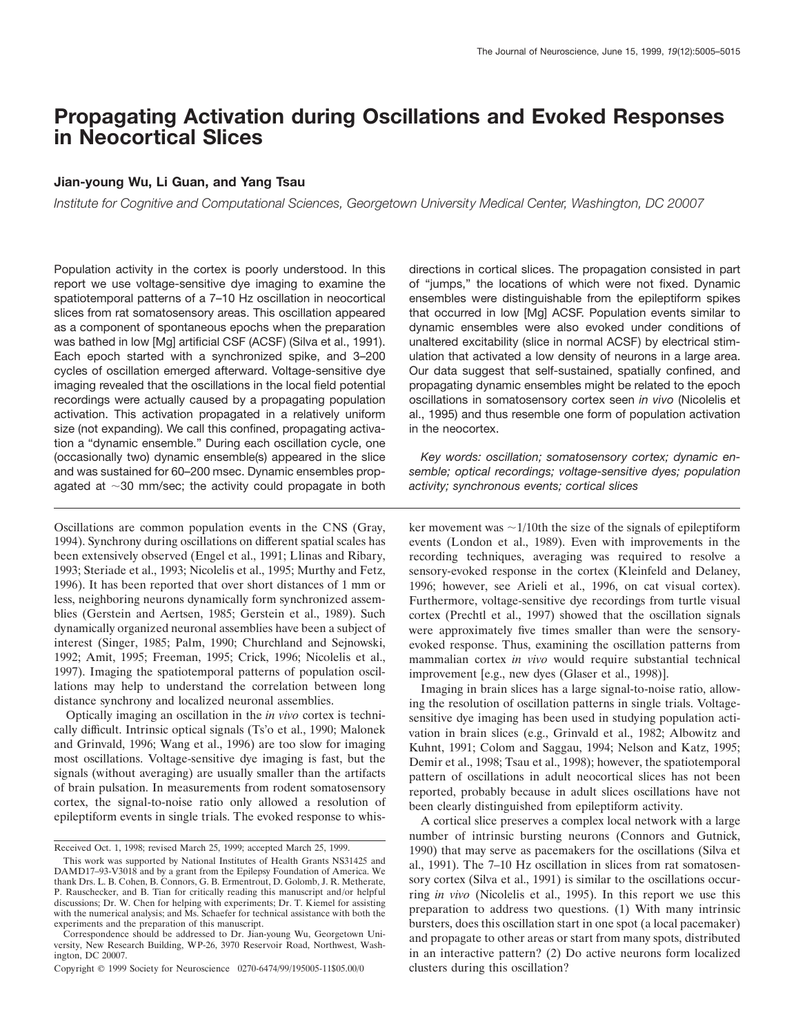# Propagating Activation during Oscillations and Evoked Responses in Neocortical Slices

**Jian-young Wu, Li Guan, and Yang Tsau**

*Institute for Cognitive and Computational Sciences, Georgetown University Medical Center, Washington, DC 20007*

Population activity in the cortex is poorly understood. In this report we use voltage-sensitive dye imaging to examine the spatiotemporal patterns of a 7–10 Hz oscillation in neocortical slices from rat somatosensory areas. This oscillation appeared as a component of spontaneous epochs when the preparation was bathed in low [Mg] artificial CSF (ACSF) (Silva et al., 1991). Each epoch started with a synchronized spike, and 3–200 cycles of oscillation emerged afterward. Voltage-sensitive dye imaging revealed that the oscillations in the local field potential recordings were actually caused by a propagating population activation. This activation propagated in a relatively uniform size (not expanding). We call this confined, propagating activation a "dynamic ensemble." During each oscillation cycle, one (occasionally two) dynamic ensemble(s) appeared in the slice and was sustained for 60–200 msec. Dynamic ensembles propagated at ~30 mm/sec; the activity could propagate in both directions in cortical slices. The propagation consisted in part of "jumps," the locations of which were not fixed. Dynamic ensembles were distinguishable from the epileptiform spikes that occurred in low [Mg] ACSF. Population events similar to dynamic ensembles were also evoked under conditions of unaltered excitability (slice in normal ACSF) by electrical stimulation that activated a low density of neurons in a large area. Our data suggest that self-sustained, spatially confined, and propagating dynamic ensembles might be related to the epoch oscillations in somatosensory cortex seen *in vivo* (Nicolelis et al., 1995) and thus resemble one form of population activation in the neocortex.

*Key words: oscillation; somatosensory cortex; dynamic ensemble; optical recordings; voltage-sensitive dyes; population activity; synchronous events; cortical slices*

Oscillations are common population events in the CNS (Gray, 1994). Synchrony during oscillations on different spatial scales has been extensively observed (Engel et al., 1991; Llinas and Ribary, 1993; Steriade et al., 1993; Nicolelis et al., 1995; Murthy and Fetz, 1996). It has been reported that over short distances of 1 mm or less, neighboring neurons dynamically form synchronized assemblies (Gerstein and Aertsen, 1985; Gerstein et al., 1989). Such dynamically organized neuronal assemblies have been a subject of interest (Singer, 1985; Palm, 1990; Churchland and Sejnowski, 1992; Amit, 1995; Freeman, 1995; Crick, 1996; Nicolelis et al., 1997). Imaging the spatiotemporal patterns of population oscillations may help to understand the correlation between long distance synchrony and localized neuronal assemblies.

Optically imaging an oscillation in the *in vivo* cortex is technically difficult. Intrinsic optical signals (Ts'o et al., 1990; Malonek and Grinvald, 1996; Wang et al., 1996) are too slow for imaging most oscillations. Voltage-sensitive dye imaging is fast, but the signals (without averaging) are usually smaller than the artifacts of brain pulsation. In measurements from rodent somatosensory cortex, the signal-to-noise ratio only allowed a resolution of epileptiform events in single trials. The evoked response to whisker movement was ~1/10th the size of the signals of epileptiform events (London et al., 1989). Even with improvements in the recording techniques, averaging was required to resolve a sensory-evoked response in the cortex (Kleinfeld and Delaney, 1996; however, see Arieli et al., 1996, on cat visual cortex). Furthermore, voltage-sensitive dye recordings from turtle visual cortex (Prechtl et al., 1997) showed that the oscillation signals were approximately five times smaller than were the sensory-evoked response. Thus, examining the oscillation patterns from mammalian cortex *in vivo* would require substantial technical improvement [e.g., new dyes (Glaser et al., 1998)].

Imaging in brain slices has a large signal-to-noise ratio, allowing the resolution of oscillation patterns in single trials. Voltage-sensitive dye imaging has been used in studying population activation in brain slices (e.g., Grinvald et al., 1982; Albowitz and Kuhnt, 1991; Colom and Saggau, 1994; Nelson and Katz, 1995; Demir et al., 1998; Tsau et al., 1998); however, the spatiotemporal pattern of oscillations in adult neocortical slices has not been reported, probably because in adult slices oscillations have not been clearly distinguished from epileptiform activity.

A cortical slice preserves a complex local network with a large number of intrinsic bursting neurons (Connors and Gutnick, 1990) that may serve as pacemakers for the oscillations (Silva et al., 1991). The 7–10 Hz oscillation in slices from rat somatosensory cortex (Silva et al., 1991) is similar to the oscillations occurring *in vivo* (Nicolelis et al., 1995). In this report we use this preparation to address two questions. (1) With many intrinsic bursters, does this oscillation start in one spot (a local pacemaker) and propagate to other areas or start from many spots, distributed in an interactive pattern? (2) Do active neurons form localized clusters during this oscillation?

Received Oct. 1, 1998; revised March 25, 1999; accepted March 25, 1999.

This work was supported by National Institutes of Health Grants NS31425 and DAMD17–93-V3018 and by a grant from the Epilepsy Foundation of America. We thank Drs. L. B. Cohen, B. Connors, G. B. Ermentrout, D. Golomb, J. R. Metherate, P. Rauschecker, and B. Tian for critically reading this manuscript and/or helpful discussions; Dr. W. Chen for helping with experiments; Dr. T. Kiemel for assisting with the numerical analysis; and Ms. Schaefer for technical assistance with both the experiments and the preparation of this manuscript.

Correspondence should be addressed to Dr. Jian-young Wu, Georgetown University, New Research Building, WP-26, 3970 Reservoir Road, Northwest, Washington, DC 20007.

Copyright © 1999 Society for Neuroscience 0270-6474/99/195005-11$05.00/0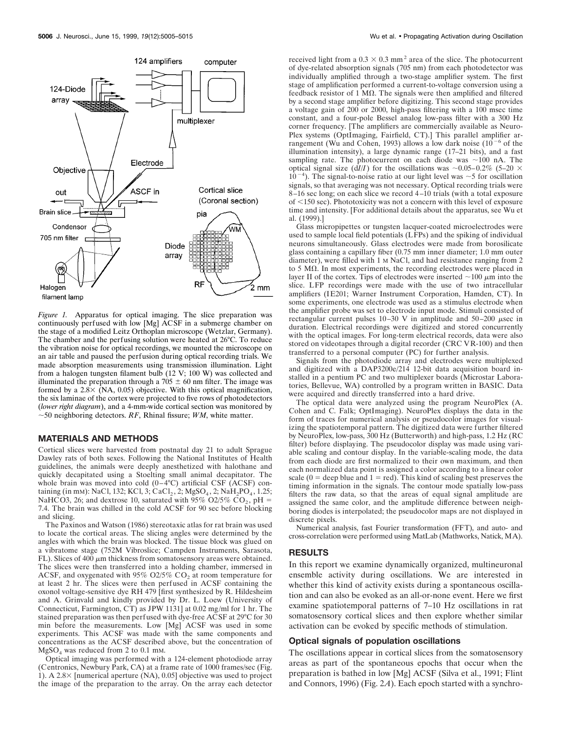*Figure 1.* Apparatus for optical imaging. The slice preparation was continuously perfused with low [Mg] ACSF in a submerge chamber on the stage of a modified Leitz Orthoplan microscope (Wetzlar, Germany). The chamber and the perfusing solution were heated at 26°C. To reduce the vibration noise for optical recordings, we mounted the microscope on an air table and paused the perfusion during optical recording trials. We made absorption measurements using transmission illumination. Light from a halogen tungsten filament bulb (12 V; 100 W) was collected and illuminated the preparation through a 705 ± 60 nm filter. The image was formed by a 2.8× (NA, 0.05) objective. With this optical magnification, the six laminae of the cortex were projected to five rows of photodetectors (*lower right diagram*), and a 4-mm-wide cortical section was monitored by ~50 neighboring detectors. *RF*, Rhinal fissure; *WM*, white matter.

## MATERIALS AND METHODS

Cortical slices were harvested from postnatal day 21 to adult Sprague Dawley rats of both sexes. Following the National Institutes of Health guidelines, the animals were deeply anesthetized with halothane and quickly decapitated using a Stoelting small animal decapitator. The whole brain was moved into cold (0–4°C) artificial CSF (ACSF) containing (in mM): NaCl, 132; KCl, 3; $CaCl_2$, 2; $MgSO_4$, 2; $NaH_2PO_4$, 1.25; $NaHCO_3$, 26; and dextrose 10, saturated with 95% $O_2$/5% $CO_2$, pH = 7.4. The brain was chilled in the cold ACSF for 90 sec before blocking and slicing.

The Paxinos and Watson (1986) stereotaxic atlas for rat brain was used to locate the cortical areas. The slicing angles were determined by the angles with which the brain was blocked. The tissue block was glued on a vibratome stage (752M Vibroslice; Campden Instruments, Sarasota, FL). Slices of 400 μm thickness from somatosensory areas were obtained. The slices were then transferred into a holding chamber, immersed in ACSF, and oxygenated with 95% $O_2$/5% $CO_2$ at room temperature for at least 2 hr. The slices were then perfused in ACSF containing the oxonol voltage-sensitive dye RH 479 [first synthesized by R. Hildesheim and A. Grinvald and kindly provided by Dr. L. Loew (University of Connecticut, Farmington, CT) as JPW 1131] at 0.02 mg/ml for 1 hr. The stained preparation was then perfused with dye-free ACSF at 29°C for 30 min before the measurements. Low [Mg] ACSF was used in some experiments. This ACSF was made with the same components and concentrations as the ACSF described above, but the concentration of $MgSO_4$ was reduced from 2 to 0.1 mM.

Optical imaging was performed with a 124-element photodiode array (Centronics, Newbury Park, CA) at a frame rate of 1000 frames/sec (Fig. 1). A 2.8× [numerical aperture (NA), 0.05] objective was used to project the image of the preparation to the array. On the array each detector received light from a 0.3 × 0.3 $mm^2$ area of the slice. The photocurrent of dye-related absorption signals (705 nm) from each photodetector was individually amplified through a two-stage amplifier system. The first stage of amplification performed a current-to-voltage conversion using a feedback resistor of 1 MΩ. The signals were then amplified and filtered by a second stage amplifier before digitizing. This second stage provides a voltage gain of 200 or 2000, high-pass filtering with a 100 msec time constant, and a four-pole Bessel analog low-pass filter with a 300 Hz corner frequency. [The amplifiers are commercially available as NeuroPlex systems (OptImaging, Fairfield, CT).] This parallel amplifier arrangement (Wu and Cohen, 1993) allows a low dark noise ($10^{-6}$ of the illumination intensity), a large dynamic range (17–21 bits), and a fast sampling rate. The photocurrent on each diode was ~100 nA. The optical signal size ($dI/I$) for the oscillations was ~0.05–0.2% (5–20 × $10^{-4}$). The signal-to-noise ratio at our light level was ~5 for oscillation signals, so that averaging was not necessary. Optical recording trials were 8–16 sec long; on each slice we record 4–10 trials (with a total exposure of <150 sec). Phototoxicity was not a concern with this level of exposure time and intensity. [For additional details about the apparatus, see Wu et al. (1999).]

Glass micropipettes or tungsten lacquer-coated microelectrodes were used to sample local field potentials (LFPs) and the spiking of individual neurons simultaneously. Glass electrodes were made from borosilicate glass containing a capillary fiber (0.75 mm inner diameter; 1.0 mm outer diameter), were filled with 1 M NaCl, and had resistance ranging from 2 to 5 MΩ. In most experiments, the recording electrodes were placed in layer II of the cortex. Tips of electrodes were inserted ~100 μm into the slice. LFP recordings were made with the use of two intracellular amplifiers (IE201; Warner Instrument Corporation, Hamden, CT). In some experiments, one electrode was used as a stimulus electrode when the amplifier probe was set to electrode input mode. Stimuli consisted of rectangular current pulses 10–30 V in amplitude and 50–200 μsec in duration. Electrical recordings were digitized and stored concurrently with the optical images. For long-term electrical records, data were also stored on videotapes through a digital recorder (CRC VR-100) and then transferred to a personal computer (PC) for further analysis.

Signals from the photodiode array and electrodes were multiplexed and digitized with a DAP3200e/214 12-bit data acquisition board installed in a pentium PC and two multiplexer boards (Microstar Laboratories, Bellevue, WA) controlled by a program written in BASIC. Data were acquired and directly transferred into a hard drive.

The optical data were analyzed using the program NeuroPlex (A. Cohen and C. Falk; OptImaging). NeuroPlex displays the data in the form of traces for numerical analysis or pseudocolor images for visualizing the spatiotemporal pattern. The digitized data were further filtered by NeuroPlex, low-pass, 300 Hz (Butterworth) and high-pass, 1.2 Hz (RC filter) before displaying. The pseudocolor display was made using variable scaling and contour display. In the variable-scaling mode, the data from each diode are first normalized to their own maximum, and then each normalized data point is assigned a color according to a linear color scale (0 = deep blue and 1 = red). This kind of scaling best preserves the timing information in the signals. The contour mode spatially low-pass filters the raw data, so that the areas of equal signal amplitude are assigned the same color, and the amplitude difference between neighboring diodes is interpolated; the pseudocolor maps are not displayed in discrete pixels.

Numerical analysis, fast Fourier transformation (FFT), and auto- and cross-correlation were performed using MatLab (Mathworks, Natick, MA).

## RESULTS

In this report we examine dynamically organized, multineuronal ensemble activity during oscillations. We are interested in whether this kind of activity exists during a spontaneous oscillation and can also be evoked as an all-or-none event. Here we first examine spatiotemporal patterns of 7–10 Hz oscillations in rat somatosensory cortical slices and then explore whether similar activation can be evoked by specific methods of stimulation.

### Optical signals of population oscillations

The oscillations appear in cortical slices from the somatosensory areas as part of the spontaneous epochs that occur when the preparation is bathed in low [Mg] ACSF (Silva et al., 1991; Flint and Connors, 1996) (Fig. 2*A*). Each epoch started with a synchro-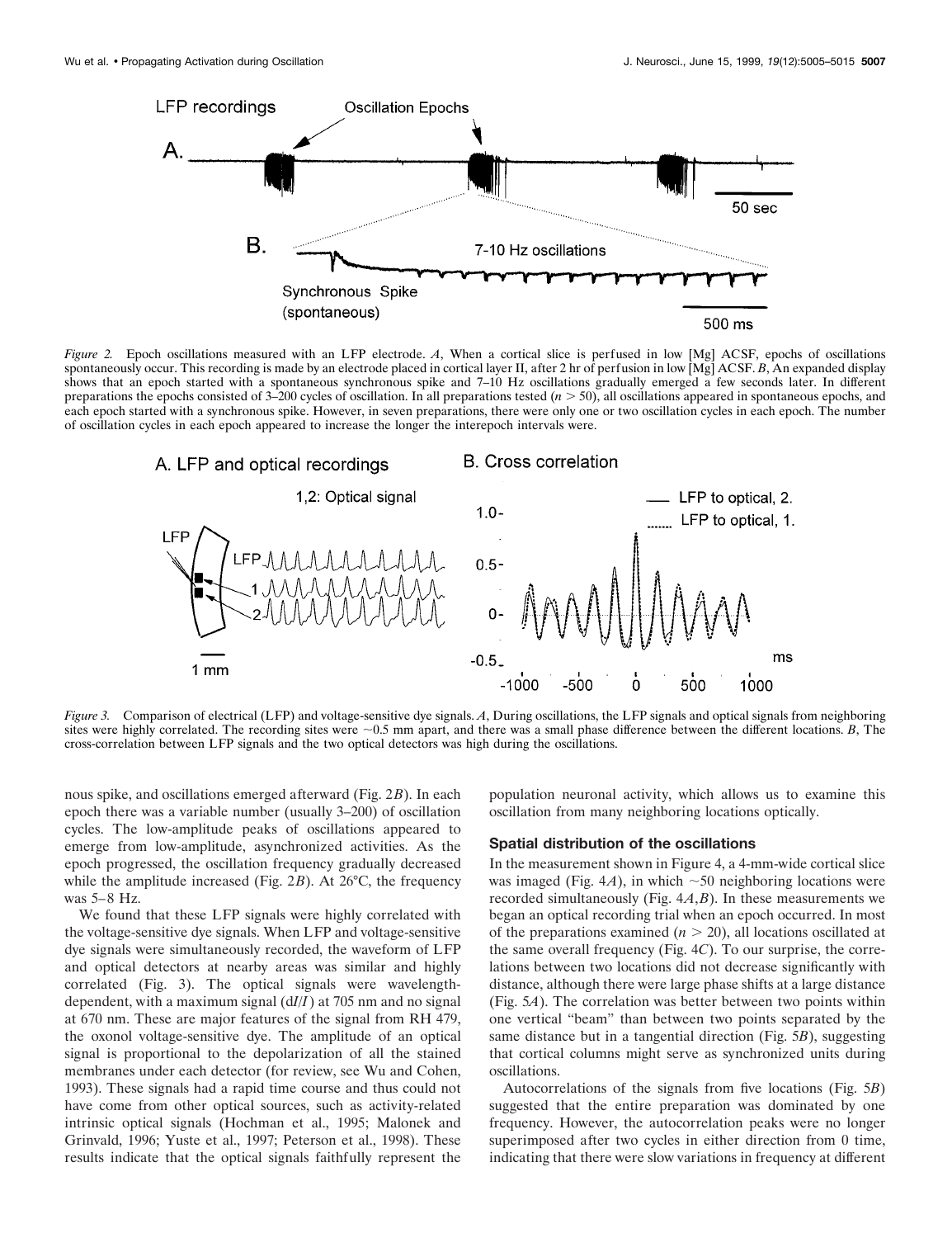*Figure 2.* Epoch oscillations measured with an LFP electrode. *A*, When a cortical slice is perfused in low [Mg] ACSF, epochs of oscillations spontaneously occur. This recording is made by an electrode placed in cortical layer II, after 2 hr of perfusion in low [Mg] ACSF. *B*, An expanded display shows that an epoch started with a spontaneous synchronous spike and 7–10 Hz oscillations gradually emerged a few seconds later. In different preparations the epochs consisted of 3–200 cycles of oscillation. In all preparations tested ($n > 50$), all oscillations appeared in spontaneous epochs, and each epoch started with a synchronous spike. However, in seven preparations, there were only one or two oscillation cycles in each epoch. The number of oscillation cycles in each epoch appeared to increase the longer the interepoch intervals were.

*Figure 3.* Comparison of electrical (LFP) and voltage-sensitive dye signals. *A*, During oscillations, the LFP signals and optical signals from neighboring sites were highly correlated. The recording sites were ~0.5 mm apart, and there was a small phase difference between the different locations. *B*, The cross-correlation between LFP signals and the two optical detectors was high during the oscillations.

nous spike, and oscillations emerged afterward (Fig. 2*B*). In each epoch there was a variable number (usually 3–200) of oscillation cycles. The low-amplitude peaks of oscillations appeared to emerge from low-amplitude, asynchronized activities. As the epoch progressed, the oscillation frequency gradually decreased while the amplitude increased (Fig. 2*B*). At 26°C, the frequency was 5–8 Hz.

We found that these LFP signals were highly correlated with the voltage-sensitive dye signals. When LFP and voltage-sensitive dye signals were simultaneously recorded, the waveform of LFP and optical detectors at nearby areas was similar and highly correlated (Fig. 3). The optical signals were wavelength-dependent, with a maximum signal ($dI/I$) at 705 nm and no signal at 670 nm. These are major features of the signal from RH 479, the oxonol voltage-sensitive dye. The amplitude of an optical signal is proportional to the depolarization of all the stained membranes under each detector (for review, see Wu and Cohen, 1993). These signals had a rapid time course and thus could not have come from other optical sources, such as activity-related intrinsic optical signals (Hochman et al., 1995; Malonek and Grinvald, 1996; Yuste et al., 1997; Peterson et al., 1998). These results indicate that the optical signals faithfully represent the population neuronal activity, which allows us to examine this oscillation from many neighboring locations optically.

### Spatial distribution of the oscillations

In the measurement shown in Figure 4, a 4-mm-wide cortical slice was imaged (Fig. 4*A*), in which ~50 neighboring locations were recorded simultaneously (Fig. 4*A*,*B*). In these measurements we began an optical recording trial when an epoch occurred. In most of the preparations examined ($n > 20$), all locations oscillated at the same overall frequency (Fig. 4*C*). To our surprise, the correlations between two locations did not decrease significantly with distance, although there were large phase shifts at a large distance (Fig. 5*A*). The correlation was better between two points within one vertical "beam" than between two points separated by the same distance but in a tangential direction (Fig. 5*B*), suggesting that cortical columns might serve as synchronized units during oscillations.

Autocorrelations of the signals from five locations (Fig. 5*B*) suggested that the entire preparation was dominated by one frequency. However, the autocorrelation peaks were no longer superimposed after two cycles in either direction from 0 time, indicating that there were slow variations in frequency at different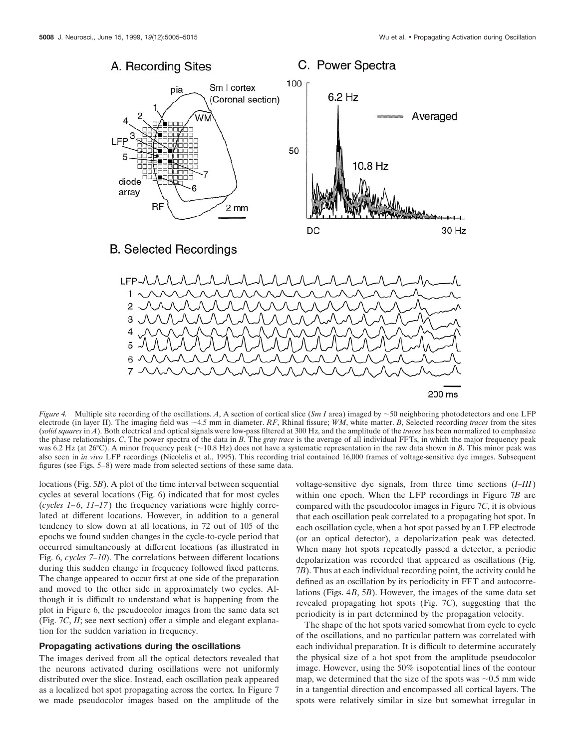*Figure 4.* Multiple site recording of the oscillations. *A*, A section of cortical slice (*Sm I* area) imaged by ~50 neighboring photodetectors and one LFP electrode (in layer II). The imaging field was ~4.5 mm in diameter. *RF*, Rhinal fissure; *WM*, white matter. *B*, Selected recording *traces* from the sites (*solid squares* in *A*). Both electrical and optical signals were low-pass filtered at 300 Hz, and the amplitude of the *traces* has been normalized to emphasize the phase relationships. *C*, The power spectra of the data in *B*. The *gray trace* is the average of all individual FFTs, in which the major frequency peak was 6.2 Hz (at 26°C). A minor frequency peak (~10.8 Hz) does not have a systematic representation in the raw data shown in *B*. This minor peak was also seen in *in vivo* LFP recordings (Nicolelis et al., 1995). This recording trial contained 16,000 frames of voltage-sensitive dye images. Subsequent figures (see Figs. 5–8) were made from selected sections of these same data.

locations (Fig. 5*B*). A plot of the time interval between sequential cycles at several locations (Fig. 6) indicated that for most cycles (*cycles 1–6*, *11–17*) the frequency variations were highly correlated at different locations. However, in addition to a general tendency to slow down at all locations, in 72 out of 105 of the epochs we found sudden changes in the cycle-to-cycle period that occurred simultaneously at different locations (as illustrated in Fig. 6, *cycles 7–10*). The correlations between different locations during this sudden change in frequency followed fixed patterns. The change appeared to occur first at one side of the preparation and moved to the other side in approximately two cycles. Although it is difficult to understand what is happening from the plot in Figure 6, the pseudocolor images from the same data set (Fig. 7*C*, *II*; see next section) offer a simple and elegant explanation for the sudden variation in frequency.

### Propagating activations during the oscillations

The images derived from all the optical detectors revealed that the neurons activated during oscillations were not uniformly distributed over the slice. Instead, each oscillation peak appeared as a localized hot spot propagating across the cortex. In Figure 7 we made pseudocolor images based on the amplitude of the voltage-sensitive dye signals, from three time sections (*I–III*) within one epoch. When the LFP recordings in Figure 7*B* are compared with the pseudocolor images in Figure 7*C*, it is obvious that each oscillation peak correlated to a propagating hot spot. In each oscillation cycle, when a hot spot passed by an LFP electrode (or an optical detector), a depolarization peak was detected. When many hot spots repeatedly passed a detector, a periodic depolarization was recorded that appeared as oscillations (Fig. 7*B*). Thus at each individual recording point, the activity could be defined as an oscillation by its periodicity in FFT and autocorrelations (Figs. 4*B*, 5*B*). However, the images of the same data set revealed propagating hot spots (Fig. 7*C*), suggesting that the periodicity is in part determined by the propagation velocity.

The shape of the hot spots varied somewhat from cycle to cycle of the oscillations, and no particular pattern was correlated with each individual preparation. It is difficult to determine accurately the physical size of a hot spot from the amplitude pseudocolor image. However, using the 50% isopotential lines of the contour map, we determined that the size of the spots was ~0.5 mm wide in a tangential direction and encompassed all cortical layers. The spots were relatively similar in size but somewhat irregular in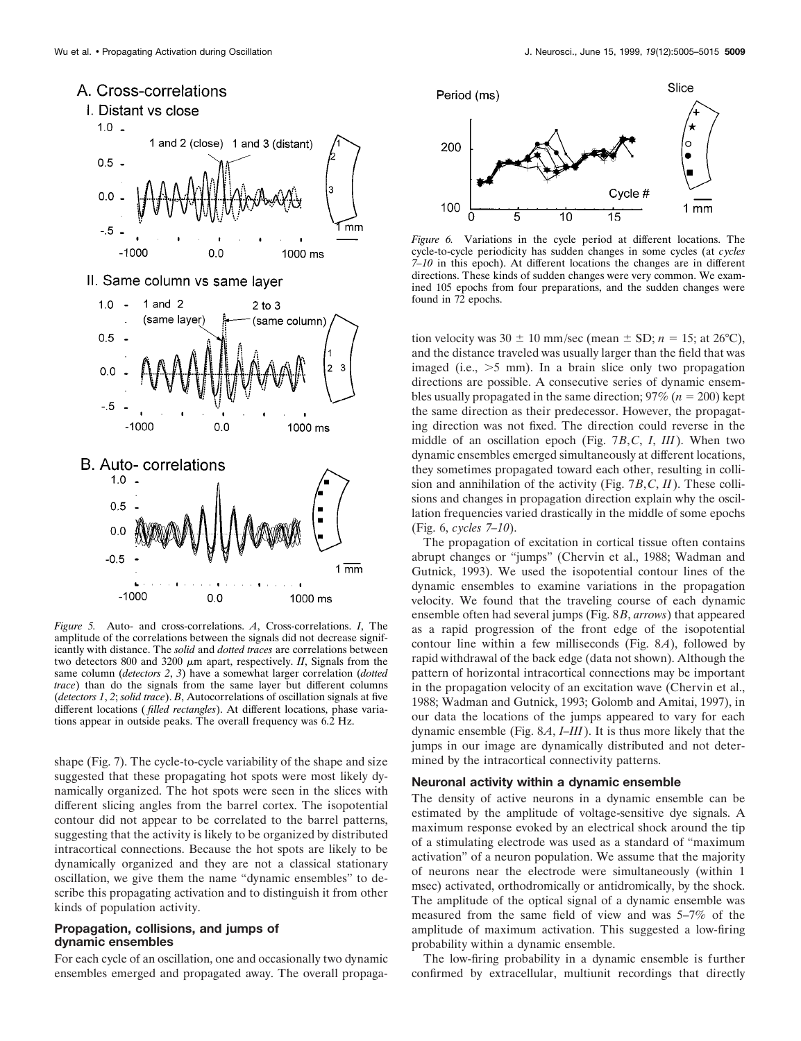*Figure 5.* Auto- and cross-correlations. *A*, Cross-correlations. *I*, The amplitude of the correlations between the signals did not decrease significantly with distance. The *solid* and *dotted traces* are correlations between two detectors 800 and 3200 μm apart, respectively. *II*, Signals from the same column (*detectors 2*, *3*) have a somewhat larger correlation (*dotted trace*) than do the signals from the same layer but different columns (*detectors 1*, *2*; *solid trace*). *B*, Autocorrelations of oscillation signals at five different locations (*filled rectangles*). At different locations, phase variations appear in outside peaks. The overall frequency was 6.2 Hz.

*Figure 6.* Variations in the cycle period at different locations. The cycle-to-cycle periodicity has sudden changes in some cycles (at *cycles 7–10* in this epoch). At different locations the changes are in different directions. These kinds of sudden changes were very common. We examined 105 epochs from four preparations, and the sudden changes were found in 72 epochs.

shape (Fig. 7). The cycle-to-cycle variability of the shape and size suggested that these propagating hot spots were most likely dynamically organized. The hot spots were seen in the slices with different slicing angles from the barrel cortex. The isopotential contour did not appear to be correlated to the barrel patterns, suggesting that the activity is likely to be organized by distributed intracortical connections. Because the hot spots are likely to be dynamically organized and they are not a classical stationary oscillation, we give them the name "dynamic ensembles" to describe this propagating activation and to distinguish it from other kinds of population activity.

### Propagation, collisions, and jumps of dynamic ensembles

For each cycle of an oscillation, one and occasionally two dynamic ensembles emerged and propagated away. The overall propagation velocity was 30 ± 10 mm/sec (mean ± SD; $n = 15$; at 26°C), and the distance traveled was usually larger than the field that was imaged (i.e., >5 mm). In a brain slice only two propagation directions are possible. A consecutive series of dynamic ensembles usually propagated in the same direction; 97% ($n = 200$) kept the same direction as their predecessor. However, the propagating direction was not fixed. The direction could reverse in the middle of an oscillation epoch (Fig. 7*B*,*C*, *I*, *III*). When two dynamic ensembles emerged simultaneously at different locations, they sometimes propagated toward each other, resulting in collision and annihilation of the activity (Fig. 7*B*,*C*, *II*). These collisions and changes in propagation direction explain why the oscillation frequencies varied drastically in the middle of some epochs (Fig. 6, *cycles 7–10*).

The propagation of excitation in cortical tissue often contains abrupt changes or "jumps" (Chervin et al., 1988; Wadman and Gutnick, 1993). We used the isopotential contour lines of the dynamic ensembles to examine variations in the propagation velocity. We found that the traveling course of each dynamic ensemble often had several jumps (Fig. 8*B*, *arrows*) that appeared as a rapid progression of the front edge of the isopotential contour line within a few milliseconds (Fig. 8*A*), followed by rapid withdrawal of the back edge (data not shown). Although the pattern of horizontal intracortical connections may be important in the propagation velocity of an excitation wave (Chervin et al., 1988; Wadman and Gutnick, 1993; Golomb and Amitai, 1997), in our data the locations of the jumps appeared to vary for each dynamic ensemble (Fig. 8*A*, *I–III*). It is thus more likely that the jumps in our image are dynamically distributed and not determined by the intracortical connectivity patterns.

### Neuronal activity within a dynamic ensemble

The density of active neurons in a dynamic ensemble can be estimated by the amplitude of voltage-sensitive dye signals. A maximum response evoked by an electrical shock around the tip of a stimulating electrode was used as a standard of "maximum activation" of a neuron population. We assume that the majority of neurons near the electrode were simultaneously (within 1 msec) activated, orthodromically or antidromically, by the shock. The amplitude of the optical signal of a dynamic ensemble was measured from the same field of view and was 5–7% of the amplitude of maximum activation. This suggested a low-firing probability within a dynamic ensemble.

The low-firing probability in a dynamic ensemble is further confirmed by extracellular, multiunit recordings that directly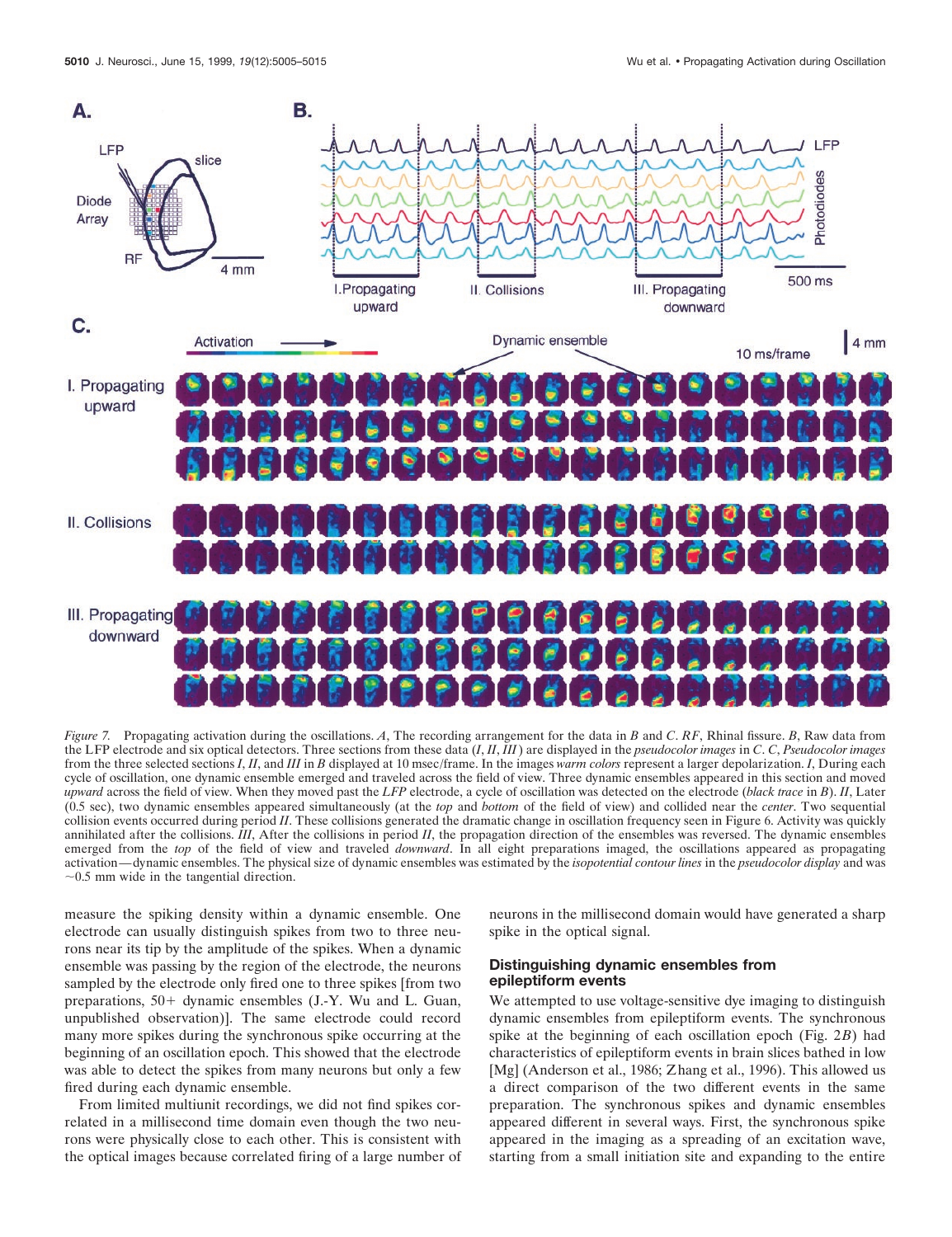A.

LFP

slice

Diode Array

RF

4 mm

B.

LFP

Photodiodes

500 ms

I. Propagating upward

II. Collisions

III. Propagating downward

C.

Activation

Dynamic ensemble

10 ms/frame

4 mm

I. Propagating upward

II. Collisions

III. Propagating downward

*Figure 7.* Propagating activation during the oscillations. *A*, The recording arrangement for the data in *B* and *C*. *RF*, Rhinal fissure. *B*, Raw data from the LFP electrode and six optical detectors. Three sections from these data (*I*, *II*, *III*) are displayed in the *pseudocolor images* in *C*. *C*, *Pseudocolor images* from the three selected sections *I*, *II*, and *III* in *B* displayed at 10 msec/frame. In the images *warm colors* represent a larger depolarization. *I*, During each cycle of oscillation, one dynamic ensemble emerged and traveled across the field of view. Three dynamic ensembles appeared in this section and moved *upward* across the field of view. When they moved past the *LFP* electrode, a cycle of oscillation was detected on the electrode (*black trace* in *B*). *II*, Later (0.5 sec), two dynamic ensembles appeared simultaneously (at the *top* and *bottom* of the field of view) and collided near the *center*. Two sequential collision events occurred during period *II*. These collisions generated the dramatic change in oscillation frequency seen in Figure 6. Activity was quickly annihilated after the collisions. *III*, After the collisions in period *II*, the propagation direction of the ensembles was reversed. The dynamic ensembles emerged from the *top* of the field of view and traveled *downward*. In all eight preparations imaged, the oscillations appeared as propagating activation—dynamic ensembles. The physical size of dynamic ensembles was estimated by the *isopotential contour lines* in the *pseudocolor display* and was ~0.5 mm wide in the tangential direction.

measure the spiking density within a dynamic ensemble. One electrode can usually distinguish spikes from two to three neurons near its tip by the amplitude of the spikes. When a dynamic ensemble was passing by the region of the electrode, the neurons sampled by the electrode only fired one to three spikes [from two preparations, 50+ dynamic ensembles (J.-Y. Wu and L. Guan, unpublished observation)]. The same electrode could record many more spikes during the synchronous spike occurring at the beginning of an oscillation epoch. This showed that the electrode was able to detect the spikes from many neurons but only a few fired during each dynamic ensemble.

From limited multiunit recordings, we did not find spikes correlated in a millisecond time domain even though the two neurons were physically close to each other. This is consistent with the optical images because correlated firing of a large number of neurons in the millisecond domain would have generated a sharp spike in the optical signal.

### Distinguishing dynamic ensembles from epileptiform events

We attempted to use voltage-sensitive dye imaging to distinguish dynamic ensembles from epileptiform events. The synchronous spike at the beginning of each oscillation epoch (Fig. 2*B*) had characteristics of epileptiform events in brain slices bathed in low [Mg] (Anderson et al., 1986; Zhang et al., 1996). This allowed us a direct comparison of the two different events in the same preparation. The synchronous spikes and dynamic ensembles appeared different in several ways. First, the synchronous spike appeared in the imaging as a spreading of an excitation wave, starting from a small initiation site and expanding to the entire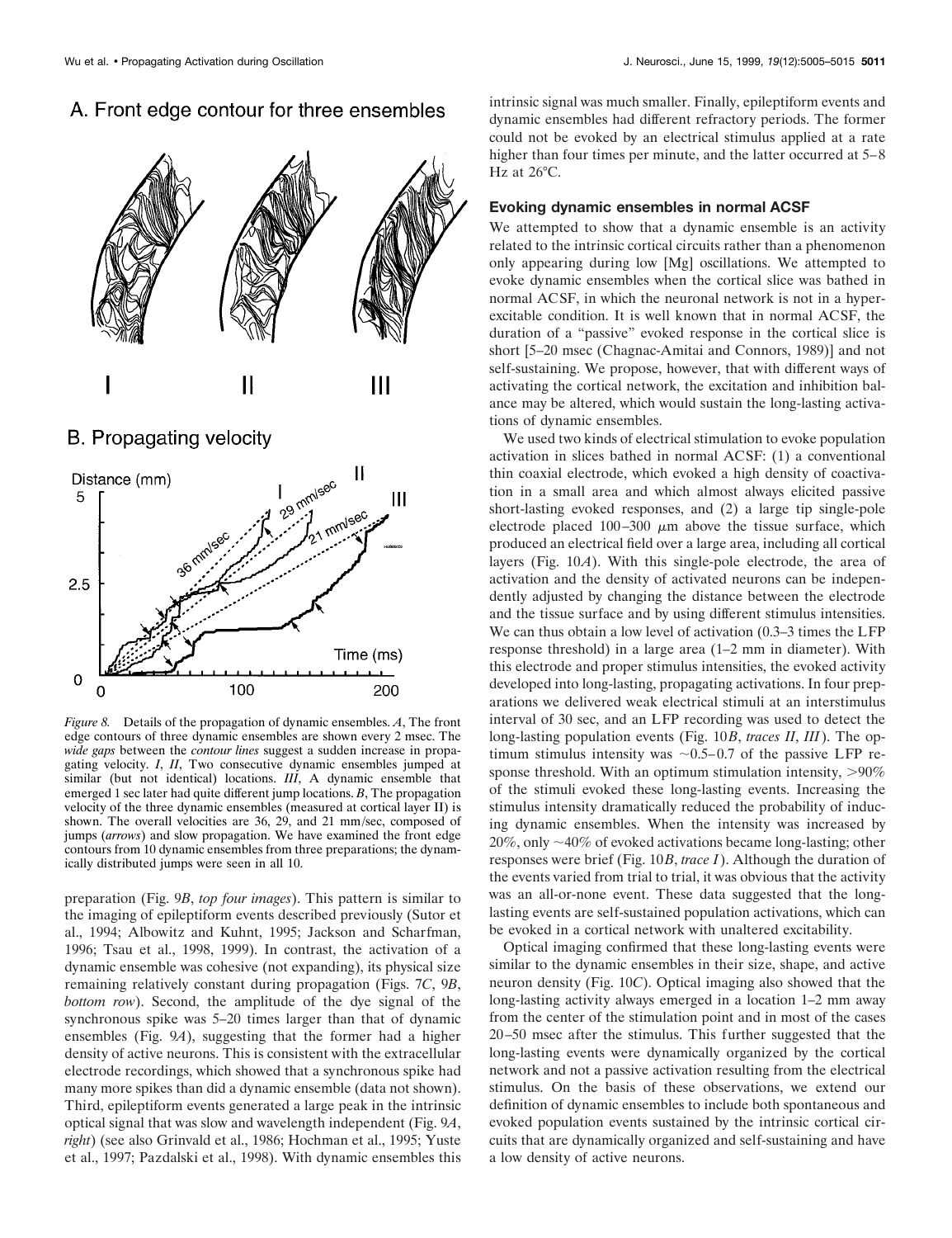A. Front edge contour for three ensembles

B. Propagating velocity

*Figure 8.* Details of the propagation of dynamic ensembles. *A*, The front edge contours of three dynamic ensembles are shown every 2 msec. The *wide gaps* between the *contour lines* suggest a sudden increase in propagating velocity. *I*, *II*, Two consecutive dynamic ensembles jumped at similar (but not identical) locations. *III*, A dynamic ensemble that emerged 1 sec later had quite different jump locations. *B*, The propagation velocity of the three dynamic ensembles (measured at cortical layer II) is shown. The overall velocities are 36, 29, and 21 mm/sec, composed of jumps (*arrows*) and slow propagation. We have examined the front edge contours from 10 dynamic ensembles from three preparations; the dynamically distributed jumps were seen in all 10.

preparation (Fig. 9*B*, *top four images*). This pattern is similar to the imaging of epileptiform events described previously (Sutor et al., 1994; Albowitz and Kuhnt, 1995; Jackson and Scharfman, 1996; Tsau et al., 1998, 1999). In contrast, the activation of a dynamic ensemble was cohesive (not expanding), its physical size remaining relatively constant during propagation (Figs. 7*C*, 9*B*, *bottom row*). Second, the amplitude of the dye signal of the synchronous spike was 5–20 times larger than that of dynamic ensembles (Fig. 9*A*), suggesting that the former had a higher density of active neurons. This is consistent with the extracellular electrode recordings, which showed that a synchronous spike had many more spikes than did a dynamic ensemble (data not shown). Third, epileptiform events generated a large peak in the intrinsic optical signal that was slow and wavelength independent (Fig. 9*A*, *right*) (see also Grinvald et al., 1986; Hochman et al., 1995; Yuste et al., 1997; Pazdalski et al., 1998). With dynamic ensembles this intrinsic signal was much smaller. Finally, epileptiform events and dynamic ensembles had different refractory periods. The former could not be evoked by an electrical stimulus applied at a rate higher than four times per minute, and the latter occurred at 5–8 Hz at 26°C.

## Evoking dynamic ensembles in normal ACSF

We attempted to show that a dynamic ensemble is an activity related to the intrinsic cortical circuits rather than a phenomenon only appearing during low [Mg] oscillations. We attempted to evoke dynamic ensembles when the cortical slice was bathed in normal ACSF, in which the neuronal network is not in a hyperexcitable condition. It is well known that in normal ACSF, the duration of a "passive" evoked response in the cortical slice is short [5–20 msec (Chagnac-Amitai and Connors, 1989)] and not self-sustaining. We propose, however, that with different ways of activating the cortical network, the excitation and inhibition balance may be altered, which would sustain the long-lasting activations of dynamic ensembles.

We used two kinds of electrical stimulation to evoke population activation in slices bathed in normal ACSF: (1) a conventional thin coaxial electrode, which evoked a high density of coactivation in a small area and which almost always elicited passive short-lasting evoked responses, and (2) a large tip single-pole electrode placed 100–300 $\mu$m above the tissue surface, which produced an electrical field over a large area, including all cortical layers (Fig. 10*A*). With this single-pole electrode, the area of activation and the density of activated neurons can be independently adjusted by changing the distance between the electrode and the tissue surface and by using different stimulus intensities. We can thus obtain a low level of activation (0.3–3 times the LFP response threshold) in a large area (1–2 mm in diameter). With this electrode and proper stimulus intensities, the evoked activity developed into long-lasting, propagating activations. In four preparations we delivered weak electrical stimuli at an interstimulus interval of 30 sec, and an LFP recording was used to detect the long-lasting population events (Fig. 10*B*, *traces II*, *III*). The optimum stimulus intensity was ~0.5–0.7 of the passive LFP response threshold. With an optimum stimulation intensity, >90% of the stimuli evoked these long-lasting events. Increasing the stimulus intensity dramatically reduced the probability of inducing dynamic ensembles. When the intensity was increased by 20%, only ~40% of evoked activations became long-lasting; other responses were brief (Fig. 10*B*, *trace I*). Although the duration of the events varied from trial to trial, it was obvious that the activity was an all-or-none event. These data suggested that the long-lasting events are self-sustained population activations, which can be evoked in a cortical network with unaltered excitability.

Optical imaging confirmed that these long-lasting events were similar to the dynamic ensembles in their size, shape, and active neuron density (Fig. 10*C*). Optical imaging also showed that the long-lasting activity always emerged in a location 1–2 mm away from the center of the stimulation point and in most of the cases 20–50 msec after the stimulus. This further suggested that the long-lasting events were dynamically organized by the cortical network and not a passive activation resulting from the electrical stimulus. On the basis of these observations, we extend our definition of dynamic ensembles to include both spontaneous and evoked population events sustained by the intrinsic cortical circuits that are dynamically organized and self-sustaining and have a low density of active neurons.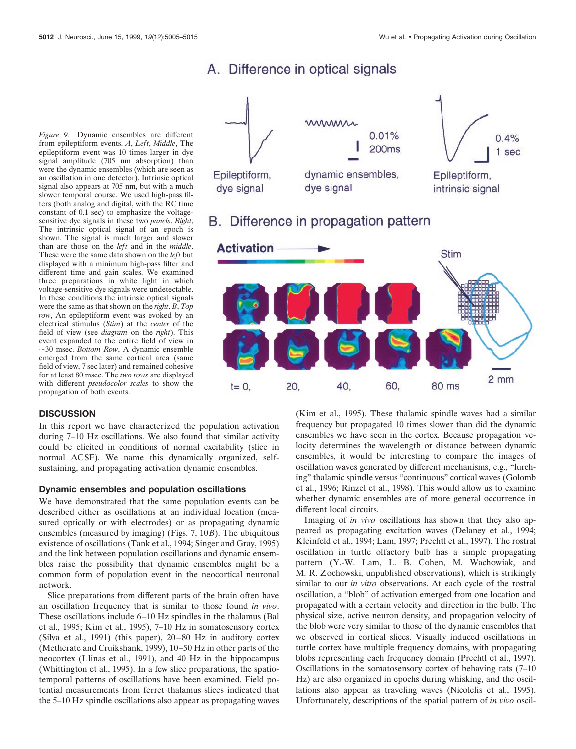*Figure 9.* Dynamic ensembles are different from epileptiform events. *A*, *Left*, *Middle*, The epileptiform event was 10 times larger in dye signal amplitude (705 nm absorption) than were the dynamic ensembles (which are seen as an oscillation in one detector). Intrinsic optical signal also appears at 705 nm, but with a much slower temporal course. We used high-pass filters (both analog and digital, with the RC time constant of 0.1 sec) to emphasize the voltage-sensitive dye signals in these two *panels*. *Right*, The intrinsic optical signal of an epoch is shown. The signal is much larger and slower than are those on the *left* and in the *middle*. These were the same data shown on the *left* but displayed with a minimum high-pass filter and different time and gain scales. We examined three preparations in white light in which voltage-sensitive dye signals were undetectable. In these conditions the intrinsic optical signals were the same as that shown on the *right*. *B*, *Top row*, An epileptiform event was evoked by an electrical stimulus (*Stim*) at the *center* of the field of view (see *diagram* on the *right*). This event expanded to the entire field of view in ~30 msec. *Bottom Row*, A dynamic ensemble emerged from the same cortical area (same field of view, 7 sec later) and remained cohesive for at least 80 msec. The *two rows* are displayed with different *pseudocolor scales* to show the propagation of both events.

## DISCUSSION

In this report we have characterized the population activation during 7–10 Hz oscillations. We also found that similar activity could be elicited in conditions of normal excitability (slice in normal ACSF). We name this dynamically organized, self-sustaining, and propagating activation dynamic ensembles.

### Dynamic ensembles and population oscillations

We have demonstrated that the same population events can be described either as oscillations at an individual location (measured optically or with electrodes) or as propagating dynamic ensembles (measured by imaging) (Figs. 7, 10*B*). The ubiquitous existence of oscillations (Tank et al., 1994; Singer and Gray, 1995) and the link between population oscillations and dynamic ensembles raise the possibility that dynamic ensembles might be a common form of population event in the neocortical neuronal network.

Slice preparations from different parts of the brain often have an oscillation frequency that is similar to those found *in vivo*. These oscillations include 6–10 Hz spindles in the thalamus (Bal et al., 1995; Kim et al., 1995), 7–10 Hz in somatosensory cortex (Silva et al., 1991) (this paper), 20–80 Hz in auditory cortex (Metherate and Cruikshank, 1999), 10–50 Hz in other parts of the neocortex (Llinas et al., 1991), and 40 Hz in the hippocampus (Whittington et al., 1995). In a few slice preparations, the spatiotemporal patterns of oscillations have been examined. Field potential measurements from ferret thalamus slices indicated that the 5–10 Hz spindle oscillations also appear as propagating waves (Kim et al., 1995). These thalamic spindle waves had a similar frequency but propagated 10 times slower than did the dynamic ensembles we have seen in the cortex. Because propagation velocity determines the wavelength or distance between dynamic ensembles, it would be interesting to compare the images of oscillation waves generated by different mechanisms, e.g., "lurching" thalamic spindle versus "continuous" cortical waves (Golomb et al., 1996; Rinzel et al., 1998). This would allow us to examine whether dynamic ensembles are of more general occurrence in different local circuits.

Imaging of *in vivo* oscillations has shown that they also appeared as propagating excitation waves (Delaney et al., 1994; Kleinfeld et al., 1994; Lam, 1997; Prechtl et al., 1997). The rostral oscillation in turtle olfactory bulb has a simple propagating pattern (Y.-W. Lam, L. B. Cohen, M. Wachowiak, and M. R. Zochowski, unpublished observations), which is strikingly similar to our *in vitro* observations. At each cycle of the rostral oscillation, a "blob" of activation emerged from one location and propagated with a certain velocity and direction in the bulb. The physical size, active neuron density, and propagation velocity of the blob were very similar to those of the dynamic ensembles that we observed in cortical slices. Visually induced oscillations in turtle cortex have multiple frequency domains, with propagating blobs representing each frequency domain (Prechtl et al., 1997). Oscillations in the somatosensory cortex of behaving rats (7–10 Hz) are also organized in epochs during whisking, and the oscillations also appear as traveling waves (Nicolelis et al., 1995). Unfortunately, descriptions of the spatial pattern of *in vivo* oscil-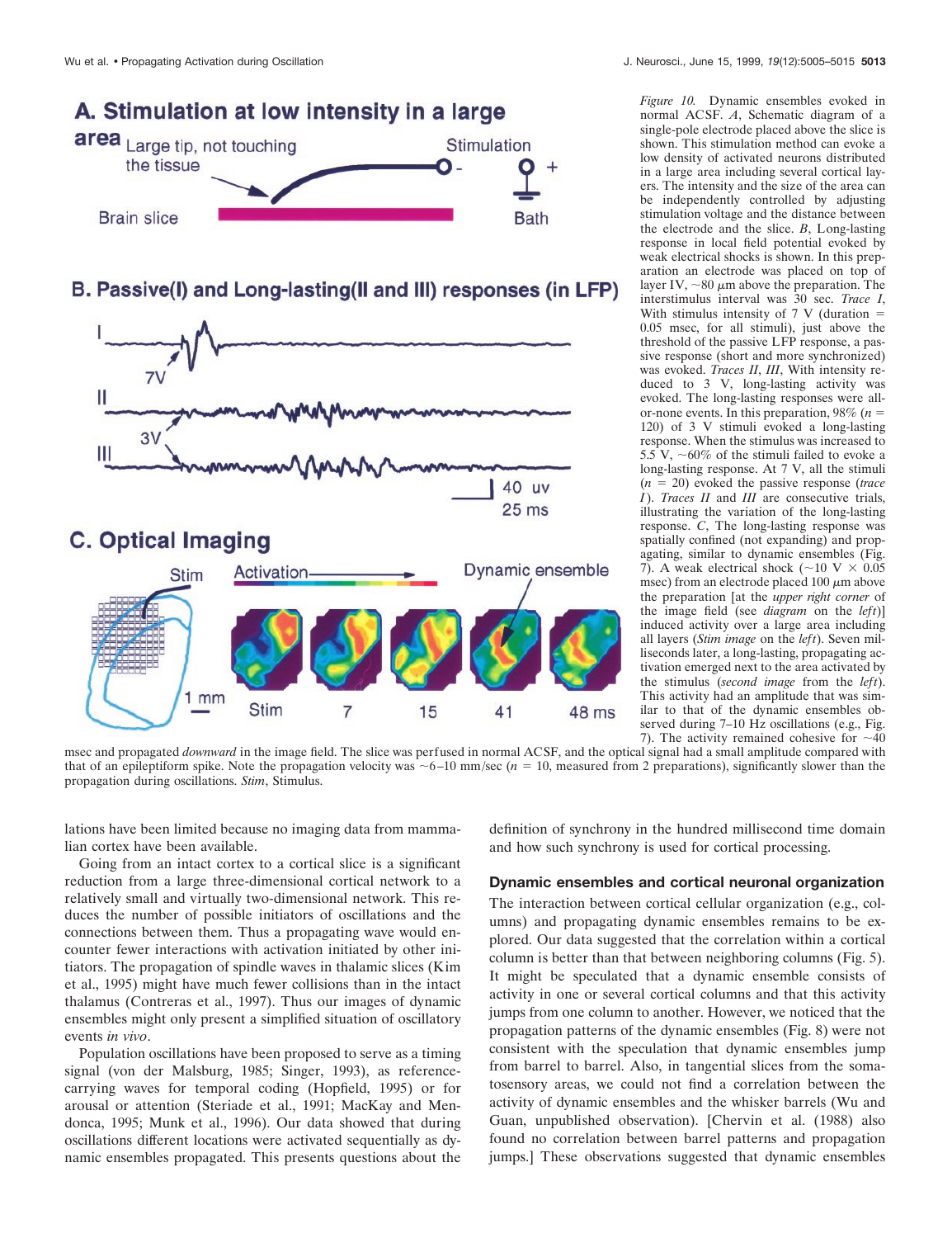*Figure 10.* Dynamic ensembles evoked in normal ACSF. *A*, Schematic diagram of a single-pole electrode placed above the slice is shown. This stimulation method can evoke a low density of activated neurons distributed in a large area including several cortical layers. The intensity and the size of the area can be independently controlled by adjusting stimulation voltage and the distance between the electrode and the slice. *B*, Long-lasting response in local field potential evoked by weak electrical shocks is shown. In this preparation an electrode was placed on top of layer IV, ~80 μm above the preparation. The interstimulus interval was 30 sec. *Trace I*, With stimulus intensity of 7 V (duration = 0.05 msec, for all stimuli), just above the threshold of the passive LFP response, a passive response (short and more synchronized) was evoked. *Traces II*, *III*, With intensity reduced to 3 V, long-lasting activity was evoked. The long-lasting responses were all-or-none events. In this preparation, 98% ($n$ = 120) of 3 V stimuli evoked a long-lasting response. When the stimulus was increased to 5.5 V, ~60% of the stimuli failed to evoke a long-lasting response. At 7 V, all the stimuli ($n$ = 20) evoked the passive response (*trace I*). *Traces II* and *III* are consecutive trials, illustrating the variation of the long-lasting response. *C*, The long-lasting response was spatially confined (not expanding) and propagating, similar to dynamic ensembles (Fig. 7). A weak electrical shock (~10 V × 0.05 msec) from an electrode placed 100 μm above the preparation [at the *upper right corner* of the image field (see *diagram* on the *left*)] induced activity over a large area including all layers (*Stim image* on the *left*). Seven milliseconds later, a long-lasting, propagating activation emerged next to the area activated by the stimulus (*second image* from the *left*). This activity had an amplitude that was similar to that of the dynamic ensembles observed during 7–10 Hz oscillations (e.g., Fig. 7). The activity remained cohesive for ~40 msec and propagated *downward* in the image field. The slice was perfused in normal ACSF, and the optical signal had a small amplitude compared with that of an epileptiform spike. Note the propagation velocity was ~6–10 mm/sec ($n$ = 10, measured from 2 preparations), significantly slower than the propagation during oscillations. *Stim*, Stimulus.

lations have been limited because no imaging data from mammalian cortex have been available.

Going from an intact cortex to a cortical slice is a significant reduction from a large three-dimensional cortical network to a relatively small and virtually two-dimensional network. This reduces the number of possible initiators of oscillations and the connections between them. Thus a propagating wave would encounter fewer interactions with activation initiated by other initiators. The propagation of spindle waves in thalamic slices (Kim et al., 1995) might have much fewer collisions than in the intact thalamus (Contreras et al., 1997). Thus our images of dynamic ensembles might only present a simplified situation of oscillatory events *in vivo*.

Population oscillations have been proposed to serve as a timing signal (von der Malsburg, 1985; Singer, 1993), as reference-carrying waves for temporal coding (Hopfield, 1995) or for arousal or attention (Steriade et al., 1991; MacKay and Mendonca, 1995; Munk et al., 1996). Our data showed that during oscillations different locations were activated sequentially as dynamic ensembles propagated. This presents questions about the definition of synchrony in the hundred millisecond time domain and how such synchrony is used for cortical processing.

### Dynamic ensembles and cortical neuronal organization

The interaction between cortical cellular organization (e.g., columns) and propagating dynamic ensembles remains to be explored. Our data suggested that the correlation within a cortical column is better than that between neighboring columns (Fig. 5). It might be speculated that a dynamic ensemble consists of activity in one or several cortical columns and that this activity jumps from one column to another. However, we noticed that the propagation patterns of the dynamic ensembles (Fig. 8) were not consistent with the speculation that dynamic ensembles jump from barrel to barrel. Also, in tangential slices from the somatosensory areas, we could not find a correlation between the activity of dynamic ensembles and the whisker barrels (Wu and Guan, unpublished observation). [Chervin et al. (1988) also found no correlation between barrel patterns and propagation jumps.] These observations suggested that dynamic ensembles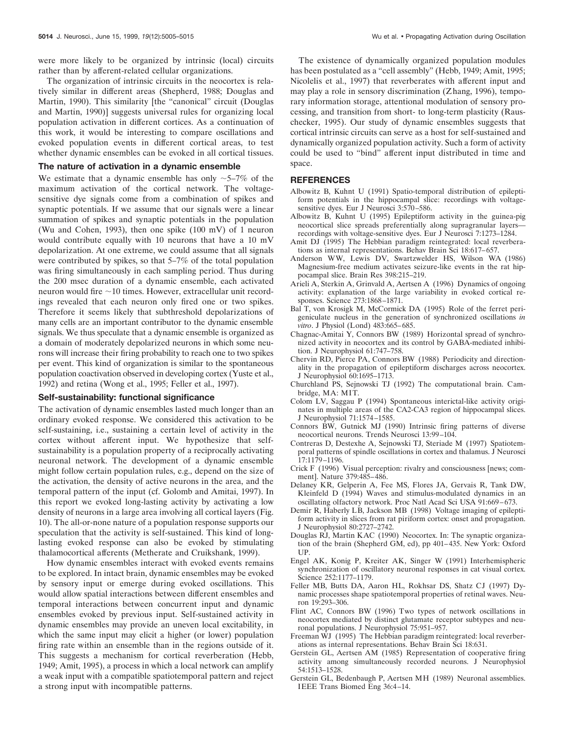were more likely to be organized by intrinsic (local) circuits rather than by afferent-related cellular organizations.

The organization of intrinsic circuits in the neocortex is relatively similar in different areas (Shepherd, 1988; Douglas and Martin, 1990). This similarity [the "canonical" circuit (Douglas and Martin, 1990)] suggests universal rules for organizing local population activation in different cortices. As a continuation of this work, it would be interesting to compare oscillations and evoked population events in different cortical areas, to test whether dynamic ensembles can be evoked in all cortical tissues.

### The nature of activation in a dynamic ensemble

We estimate that a dynamic ensemble has only ~5–7% of the maximum activation of the cortical network. The voltage-sensitive dye signals come from a combination of spikes and synaptic potentials. If we assume that our signals were a linear summation of spikes and synaptic potentials in the population (Wu and Cohen, 1993), then one spike (100 mV) of 1 neuron would contribute equally with 10 neurons that have a 10 mV depolarization. At one extreme, we could assume that all signals were contributed by spikes, so that 5–7% of the total population was firing simultaneously in each sampling period. Thus during the 200 msec duration of a dynamic ensemble, each activated neuron would fire ~10 times. However, extracellular unit recordings revealed that each neuron only fired one or two spikes. Therefore it seems likely that subthreshold depolarizations of many cells are an important contributor to the dynamic ensemble signals. We thus speculate that a dynamic ensemble is organized as a domain of moderately depolarized neurons in which some neurons will increase their firing probability to reach one to two spikes per event. This kind of organization is similar to the spontaneous population coactivation observed in developing cortex (Yuste et al., 1992) and retina (Wong et al., 1995; Feller et al., 1997).

### Self-sustainability: functional significance

The activation of dynamic ensembles lasted much longer than an ordinary evoked response. We considered this activation to be self-sustaining, i.e., sustaining a certain level of activity in the cortex without afferent input. We hypothesize that self-sustainability is a population property of a reciprocally activating neuronal network. The development of a dynamic ensemble might follow certain population rules, e.g., depend on the size of the activation, the density of active neurons in the area, and the temporal pattern of the input (cf. Golomb and Amitai, 1997). In this report we evoked long-lasting activity by activating a low density of neurons in a large area involving all cortical layers (Fig. 10). The all-or-none nature of a population response supports our speculation that the activity is self-sustained. This kind of long-lasting evoked response can also be evoked by stimulating thalamocortical afferents (Metherate and Cruikshank, 1999).

How dynamic ensembles interact with evoked events remains to be explored. In intact brain, dynamic ensembles may be evoked by sensory input or emerge during evoked oscillations. This would allow spatial interactions between different ensembles and temporal interactions between concurrent input and dynamic ensembles evoked by previous input. Self-sustained activity in dynamic ensembles may provide an uneven local excitability, in which the same input may elicit a higher (or lower) population firing rate within an ensemble than in the regions outside of it. This suggests a mechanism for cortical reverberation (Hebb, 1949; Amit, 1995), a process in which a local network can amplify a weak input with a compatible spatiotemporal pattern and reject a strong input with incompatible patterns.

The existence of dynamically organized population modules has been postulated as a "cell assembly" (Hebb, 1949; Amit, 1995; Nicolelis et al., 1997) that reverberates with afferent input and may play a role in sensory discrimination (Zhang, 1996), temporary information storage, attentional modulation of sensory processing, and transition from short- to long-term plasticity (Rauschecker, 1995). Our study of dynamic ensembles suggests that cortical intrinsic circuits can serve as a host for self-sustained and dynamically organized population activity. Such a form of activity could be used to "bind" afferent input distributed in time and space.

## REFERENCES

Albowitz B, Kuhnt U (1991) Spatio-temporal distribution of epileptiform potentials in the hippocampal slice: recordings with voltage-sensitive dyes. Eur J Neurosci 3:570–586.

Albowitz B, Kuhnt U (1995) Epileptiform activity in the guinea-pig neocortical slice spreads preferentially along supragranular layers—recordings with voltage-sensitive dyes. Eur J Neurosci 7:1273–1284.

Amit DJ (1995) The Hebbian paradigm reintegrated: local reverberations as internal representations. Behav Brain Sci 18:617–657.

Anderson WW, Lewis DV, Swartzwelder HS, Wilson WA (1986) Magnesium-free medium activates seizure-like events in the rat hippocampal slice. Brain Res 398:215–219.

Arieli A, Sterkin A, Grinvald A, Aertsen A (1996) Dynamics of ongoing activity: explanation of the large variability in evoked cortical responses. Science 273:1868–1871.

Bal T, von Krosigk M, McCormick DA (1995) Role of the ferret perigeniculate nucleus in the generation of synchronized oscillations *in vitro*. J Physiol (Lond) 483:665–685.

Chagnac-Amitai Y, Connors BW (1989) Horizontal spread of synchronized activity in neocortex and its control by GABA-mediated inhibition. J Neurophysiol 61:747–758.

Chervin RD, Pierce PA, Connors BW (1988) Periodicity and directionality in the propagation of epileptiform discharges across neocortex. J Neurophysiol 60:1695–1713.

Churchland PS, Sejnowski TJ (1992) The computational brain. Cambridge, MA: MIT.

Colom LV, Saggau P (1994) Spontaneous interictal-like activity originates in multiple areas of the CA2-CA3 region of hippocampal slices. J Neurophysiol 71:1574–1585.

Connors BW, Gutnick MJ (1990) Intrinsic firing patterns of diverse neocortical neurons. Trends Neurosci 13:99–104.

Contreras D, Destexhe A, Sejnowski TJ, Steriade M (1997) Spatiotemporal patterns of spindle oscillations in cortex and thalamus. J Neurosci 17:1179–1196.

Crick F (1996) Visual perception: rivalry and consciousness [news; comment]. Nature 379:485–486.

Delaney KR, Gelperin A, Fee MS, Flores JA, Gervais R, Tank DW, Kleinfeld D (1994) Waves and stimulus-modulated dynamics in an oscillating olfactory network. Proc Natl Acad Sci USA 91:669–673.

Demir R, Haberly LB, Jackson MB (1998) Voltage imaging of epileptiform activity in slices from rat piriform cortex: onset and propagation. J Neurophysiol 80:2727–2742.

Douglas RJ, Martin KAC (1990) Neocortex. In: The synaptic organization of the brain (Shepherd GM, ed), pp 401–435. New York: Oxford UP.

Engel AK, Konig P, Kreiter AK, Singer W (1991) Interhemispheric synchronization of oscillatory neuronal responses in cat visual cortex. Science 252:1177–1179.

Feller MB, Butts DA, Aaron HL, Rokhsar DS, Shatz CJ (1997) Dynamic processes shape spatiotemporal properties of retinal waves. Neuron 19:293–306.

Flint AC, Connors BW (1996) Two types of network oscillations in neocortex mediated by distinct glutamate receptor subtypes and neuronal populations. J Neurophysiol 75:951–957.

Freeman WJ (1995) The Hebbian paradigm reintegrated: local reverberations as internal representations. Behav Brain Sci 18:631.

Gerstein GL, Aertsen AM (1985) Representation of cooperative firing activity among simultaneously recorded neurons. J Neurophysiol 54:1513–1528.

Gerstein GL, Bedenbaugh P, Aertsen MH (1989) Neuronal assemblies. IEEE Trans Biomed Eng 36:4–14.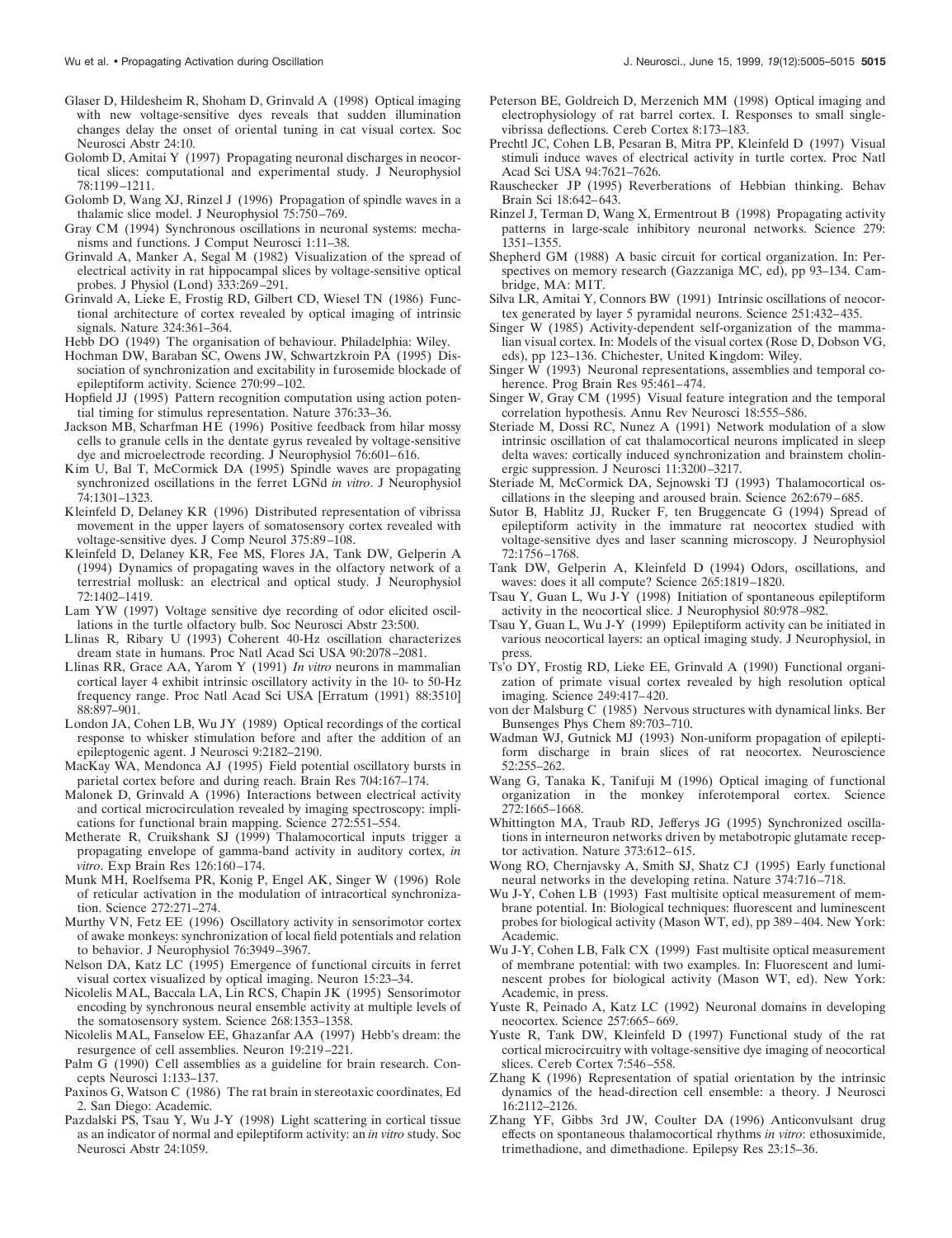Glaser D, Hildesheim R, Shoham D, Grinvald A (1998) Optical imaging with new voltage-sensitive dyes reveals that sudden illumination changes delay the onset of oriental tuning in cat visual cortex. Soc Neurosci Abstr 24:10.

Golomb D, Amitai Y (1997) Propagating neuronal discharges in neocortical slices: computational and experimental study. J Neurophysiol 78:1199–1211.

Golomb D, Wang XJ, Rinzel J (1996) Propagation of spindle waves in a thalamic slice model. J Neurophysiol 75:750–769.

Gray CM (1994) Synchronous oscillations in neuronal systems: mechanisms and functions. J Comput Neurosci 1:11–38.

Grinvald A, Manker A, Segal M (1982) Visualization of the spread of electrical activity in rat hippocampal slices by voltage-sensitive optical probes. J Physiol (Lond) 333:269–291.

Grinvald A, Lieke E, Frostig RD, Gilbert CD, Wiesel TN (1986) Functional architecture of cortex revealed by optical imaging of intrinsic signals. Nature 324:361–364.

Hebb DO (1949) The organisation of behaviour. Philadelphia: Wiley.

Hochman DW, Baraban SC, Owens JW, Schwartzkroin PA (1995) Dissociation of synchronization and excitability in furosemide blockade of epileptiform activity. Science 270:99–102.

Hopfield JJ (1995) Pattern recognition computation using action potential timing for stimulus representation. Nature 376:33–36.

Jackson MB, Scharfman HE (1996) Positive feedback from hilar mossy cells to granule cells in the dentate gyrus revealed by voltage-sensitive dye and microelectrode recording. J Neurophysiol 76:601–616.

Kim U, Bal T, McCormick DA (1995) Spindle waves are propagating synchronized oscillations in the ferret LGNd *in vitro*. J Neurophysiol 74:1301–1323.

Kleinfeld D, Delaney KR (1996) Distributed representation of vibrissa movement in the upper layers of somatosensory cortex revealed with voltage-sensitive dyes. J Comp Neurol 375:89–108.

Kleinfeld D, Delaney KR, Fee MS, Flores JA, Tank DW, Gelperin A (1994) Dynamics of propagating waves in the olfactory network of a terrestrial mollusk: an electrical and optical study. J Neurophysiol 72:1402–1419.

Lam YW (1997) Voltage sensitive dye recording of odor elicited oscillations in the turtle olfactory bulb. Soc Neurosci Abstr 23:500.

Llinas R, Ribary U (1993) Coherent 40-Hz oscillation characterizes dream state in humans. Proc Natl Acad Sci USA 90:2078–2081.

Llinas RR, Grace AA, Yarom Y (1991) *In vitro* neurons in mammalian cortical layer 4 exhibit intrinsic oscillatory activity in the 10- to 50-Hz frequency range. Proc Natl Acad Sci USA [Erratum (1991) 88:3510] 88:897–901.

London JA, Cohen LB, Wu JY (1989) Optical recordings of the cortical response to whisker stimulation before and after the addition of an epileptogenic agent. J Neurosci 9:2182–2190.

MacKay WA, Mendonca AJ (1995) Field potential oscillatory bursts in parietal cortex before and during reach. Brain Res 704:167–174.

Malonek D, Grinvald A (1996) Interactions between electrical activity and cortical microcirculation revealed by imaging spectroscopy: implications for functional brain mapping. Science 272:551–554.

Metherate R, Cruikshank SJ (1999) Thalamocortical inputs trigger a propagating envelope of gamma-band activity in auditory cortex, *in vitro*. Exp Brain Res 126:160–174.

Munk MH, Roelfsema PR, Konig P, Engel AK, Singer W (1996) Role of reticular activation in the modulation of intracortical synchronization. Science 272:271–274.

Murthy VN, Fetz EE (1996) Oscillatory activity in sensorimotor cortex of awake monkeys: synchronization of local field potentials and relation to behavior. J Neurophysiol 76:3949–3967.

Nelson DA, Katz LC (1995) Emergence of functional circuits in ferret visual cortex visualized by optical imaging. Neuron 15:23–34.

Nicolelis MAL, Baccala LA, Lin RCS, Chapin JK (1995) Sensorimotor encoding by synchronous neural ensemble activity at multiple levels of the somatosensory system. Science 268:1353–1358.

Nicolelis MAL, Fanselow EE, Ghazanfar AA (1997) Hebb's dream: the resurgence of cell assemblies. Neuron 19:219–221.

Palm G (1990) Cell assemblies as a guideline for brain research. Concepts Neurosci 1:133–137.

Paxinos G, Watson C (1986) The rat brain in stereotaxic coordinates, Ed 2. San Diego: Academic.

Pazdalski PS, Tsau Y, Wu J-Y (1998) Light scattering in cortical tissue as an indicator of normal and epileptiform activity: an *in vitro* study. Soc Neurosci Abstr 24:1059.

Peterson BE, Goldreich D, Merzenich MM (1998) Optical imaging and electrophysiology of rat barrel cortex. I. Responses to small single-vibrissa deflections. Cereb Cortex 8:173–183.

Prechtl JC, Cohen LB, Pesaran B, Mitra PP, Kleinfeld D (1997) Visual stimuli induce waves of electrical activity in turtle cortex. Proc Natl Acad Sci USA 94:7621–7626.

Rauschecker JP (1995) Reverberations of Hebbian thinking. Behav Brain Sci 18:642–643.

Rinzel J, Terman D, Wang X, Ermentrout B (1998) Propagating activity patterns in large-scale inhibitory neuronal networks. Science 279:1351–1355.

Shepherd GM (1988) A basic circuit for cortical organization. In: Perspectives on memory research (Gazzaniga MC, ed), pp 93–134. Cambridge, MA: MIT.

Silva LR, Amitai Y, Connors BW (1991) Intrinsic oscillations of neocortex generated by layer 5 pyramidal neurons. Science 251:432–435.

Singer W (1985) Activity-dependent self-organization of the mammalian visual cortex. In: Models of the visual cortex (Rose D, Dobson VG, eds), pp 123–136. Chichester, United Kingdom: Wiley.

Singer W (1993) Neuronal representations, assemblies and temporal coherence. Prog Brain Res 95:461–474.

Singer W, Gray CM (1995) Visual feature integration and the temporal correlation hypothesis. Annu Rev Neurosci 18:555–586.

Steriade M, Dossi RC, Nunez A (1991) Network modulation of a slow intrinsic oscillation of cat thalamocortical neurons implicated in sleep delta waves: cortically induced synchronization and brainstem cholinergic suppression. J Neurosci 11:3200–3217.

Steriade M, McCormick DA, Sejnowski TJ (1993) Thalamocortical oscillations in the sleeping and aroused brain. Science 262:679–685.

Sutor B, Hablitz JJ, Rucker F, ten Bruggencate G (1994) Spread of epileptiform activity in the immature rat neocortex studied with voltage-sensitive dyes and laser scanning microscopy. J Neurophysiol 72:1756–1768.

Tank DW, Gelperin A, Kleinfeld D (1994) Odors, oscillations, and waves: does it all compute? Science 265:1819–1820.

Tsau Y, Guan L, Wu J-Y (1998) Initiation of spontaneous epileptiform activity in the neocortical slice. J Neurophysiol 80:978–982.

Tsau Y, Guan L, Wu J-Y (1999) Epileptiform activity can be initiated in various neocortical layers: an optical imaging study. J Neurophysiol, in press.

Ts'o DY, Frostig RD, Lieke EE, Grinvald A (1990) Functional organization of primate visual cortex revealed by high resolution optical imaging. Science 249:417–420.

von der Malsburg C (1985) Nervous structures with dynamical links. Ber Bunsenges Phys Chem 89:703–710.

Wadman WJ, Gutnick MJ (1993) Non-uniform propagation of epileptiform discharge in brain slices of rat neocortex. Neuroscience 52:255–262.

Wang G, Tanaka K, Tanifuji M (1996) Optical imaging of functional organization in the monkey inferotemporal cortex. Science 272:1665–1668.

Whittington MA, Traub RD, Jefferys JG (1995) Synchronized oscillations in interneuron networks driven by metabotropic glutamate receptor activation. Nature 373:612–615.

Wong RO, Chernjavsky A, Smith SJ, Shatz CJ (1995) Early functional neural networks in the developing retina. Nature 374:716–718.

Wu J-Y, Cohen LB (1993) Fast multisite optical measurement of membrane potential. In: Biological techniques: fluorescent and luminescent probes for biological activity (Mason WT, ed), pp 389–404. New York: Academic.

Wu J-Y, Cohen LB, Falk CX (1999) Fast multisite optical measurement of membrane potential: with two examples. In: Fluorescent and luminescent probes for biological activity (Mason WT, ed). New York: Academic, in press.

Yuste R, Peinado A, Katz LC (1992) Neuronal domains in developing neocortex. Science 257:665–669.

Yuste R, Tank DW, Kleinfeld D (1997) Functional study of the rat cortical microcircuitry with voltage-sensitive dye imaging of neocortical slices. Cereb Cortex 7:546–558.

Zhang K (1996) Representation of spatial orientation by the intrinsic dynamics of the head-direction cell ensemble: a theory. J Neurosci 16:2112–2126.

Zhang YF, Gibbs 3rd JW, Coulter DA (1996) Anticonvulsant drug effects on spontaneous thalamocortical rhythms *in vitro*: ethosuximide, trimethadione, and dimethadione. Epilepsy Res 23:15–36.